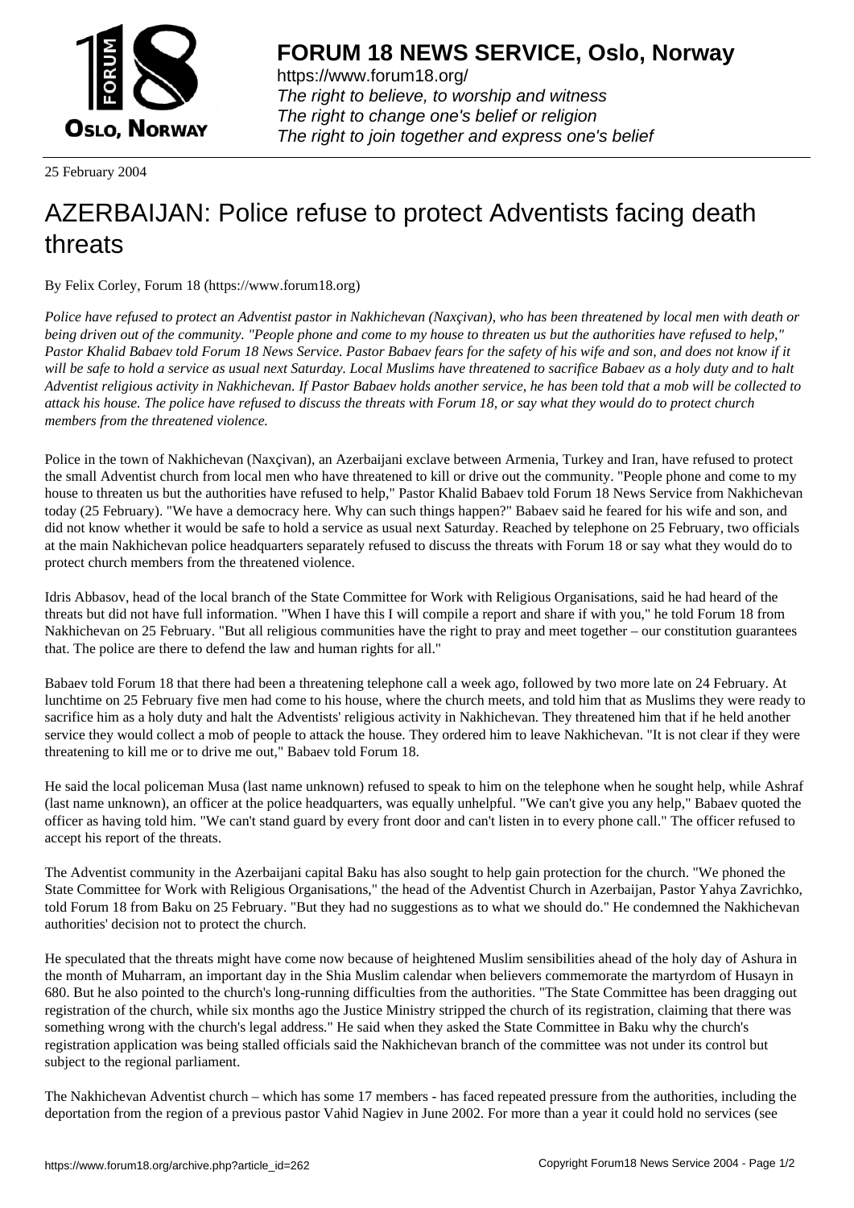# FORUM 18 NEWS SERVICE, Oslo, Norway

https://www.forum18.org/
*The right to believe, to worship and witness*
*The right to change one's belief or religion*
*The right to join together and express one's belief*

25 February 2004

# AZERBAIJAN: Police refuse to protect Adventists facing death threats

By Felix Corley, Forum 18 (https://www.forum18.org)

*Police have refused to protect an Adventist pastor in Nakhichevan (Naxçivan), who has been threatened by local men with death or being driven out of the community. "People phone and come to my house to threaten us but the authorities have refused to help," Pastor Khalid Babaev told Forum 18 News Service. Pastor Babaev fears for the safety of his wife and son, and does not know if it will be safe to hold a service as usual next Saturday. Local Muslims have threatened to sacrifice Babaev as a holy duty and to halt Adventist religious activity in Nakhichevan. If Pastor Babaev holds another service, he has been told that a mob will be collected to attack his house. The police have refused to discuss the threats with Forum 18, or say what they would do to protect church members from the threatened violence.*

Police in the town of Nakhichevan (Naxçivan), an Azerbaijani exclave between Armenia, Turkey and Iran, have refused to protect the small Adventist church from local men who have threatened to kill or drive out the community. "People phone and come to my house to threaten us but the authorities have refused to help," Pastor Khalid Babaev told Forum 18 News Service from Nakhichevan today (25 February). "We have a democracy here. Why can such things happen?" Babaev said he feared for his wife and son, and did not know whether it would be safe to hold a service as usual next Saturday. Reached by telephone on 25 February, two officials at the main Nakhichevan police headquarters separately refused to discuss the threats with Forum 18 or say what they would do to protect church members from the threatened violence.

Idris Abbasov, head of the local branch of the State Committee for Work with Religious Organisations, said he had heard of the threats but did not have full information. "When I have this I will compile a report and share if with you," he told Forum 18 from Nakhichevan on 25 February. "But all religious communities have the right to pray and meet together – our constitution guarantees that. The police are there to defend the law and human rights for all."

Babaev told Forum 18 that there had been a threatening telephone call a week ago, followed by two more late on 24 February. At lunchtime on 25 February five men had come to his house, where the church meets, and told him that as Muslims they were ready to sacrifice him as a holy duty and halt the Adventists' religious activity in Nakhichevan. They threatened him that if he held another service they would collect a mob of people to attack the house. They ordered him to leave Nakhichevan. "It is not clear if they were threatening to kill me or to drive me out," Babaev told Forum 18.

He said the local policeman Musa (last name unknown) refused to speak to him on the telephone when he sought help, while Ashraf (last name unknown), an officer at the police headquarters, was equally unhelpful. "We can't give you any help," Babaev quoted the officer as having told him. "We can't stand guard by every front door and can't listen in to every phone call." The officer refused to accept his report of the threats.

The Adventist community in the Azerbaijani capital Baku has also sought to help gain protection for the church. "We phoned the State Committee for Work with Religious Organisations," the head of the Adventist Church in Azerbaijan, Pastor Yahya Zavrichko, told Forum 18 from Baku on 25 February. "But they had no suggestions as to what we should do." He condemned the Nakhichevan authorities' decision not to protect the church.

He speculated that the threats might have come now because of heightened Muslim sensibilities ahead of the holy day of Ashura in the month of Muharram, an important day in the Shia Muslim calendar when believers commemorate the martyrdom of Husayn in 680. But he also pointed to the church's long-running difficulties from the authorities. "The State Committee has been dragging out registration of the church, while six months ago the Justice Ministry stripped the church of its registration, claiming that there was something wrong with the church's legal address." He said when they asked the State Committee in Baku why the church's registration application was being stalled officials said the Nakhichevan branch of the committee was not under its control but subject to the regional parliament.

The Nakhichevan Adventist church – which has some 17 members - has faced repeated pressure from the authorities, including the deportation from the region of a previous pastor Vahid Nagiev in June 2002. For more than a year it could hold no services (see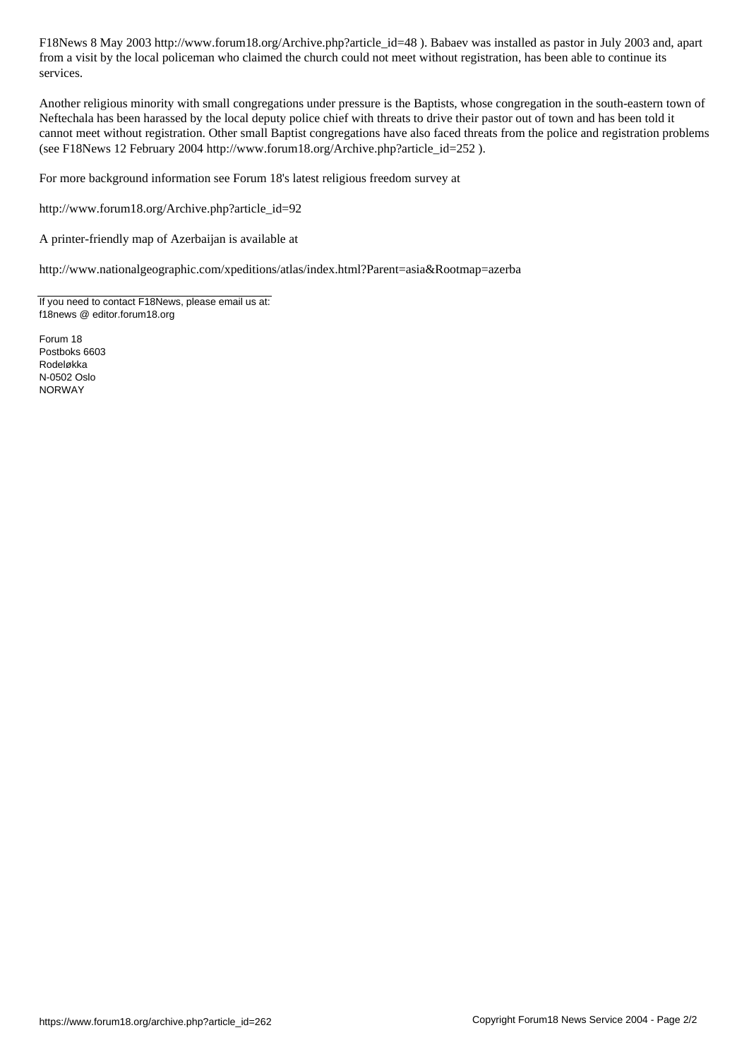F18News 8 May 2003 http://www.forum18.org/Archive.php?article_id=48 ). Babaev was installed as pastor in July 2003 and, apart from a visit by the local policeman who claimed the church could not meet without registration, has been able to continue its services.

Another religious minority with small congregations under pressure is the Baptists, whose congregation in the south-eastern town of Neftechala has been harassed by the local deputy police chief with threats to drive their pastor out of town and has been told it cannot meet without registration. Other small Baptist congregations have also faced threats from the police and registration problems (see F18News 12 February 2004 http://www.forum18.org/Archive.php?article_id=252 ).

For more background information see Forum 18's latest religious freedom survey at

http://www.forum18.org/Archive.php?article_id=92

A printer-friendly map of Azerbaijan is available at

http://www.nationalgeographic.com/xpeditions/atlas/index.html?Parent=asia&Rootmap=azerba

---

If you need to contact F18News, please email us at:
f18news @ editor.forum18.org

Forum 18
Postboks 6603
Rodeløkka
N-0502 Oslo
NORWAY